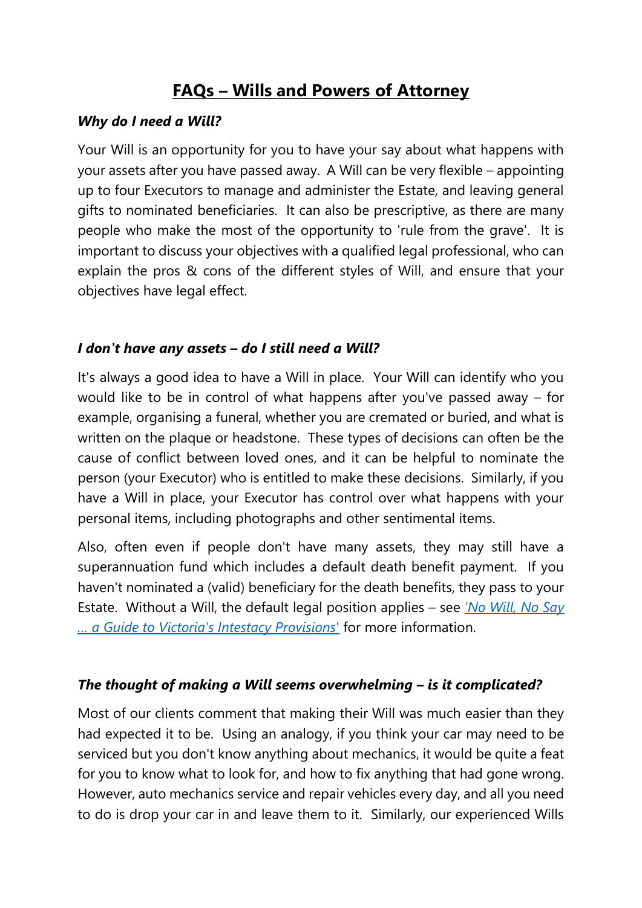# FAQs – Wills and Powers of Attorney

***Why do I need a Will?***

Your Will is an opportunity for you to have your say about what happens with your assets after you have passed away. A Will can be very flexible – appointing up to four Executors to manage and administer the Estate, and leaving general gifts to nominated beneficiaries. It can also be prescriptive, as there are many people who make the most of the opportunity to 'rule from the grave'. It is important to discuss your objectives with a qualified legal professional, who can explain the pros & cons of the different styles of Will, and ensure that your objectives have legal effect.

***I don't have any assets – do I still need a Will?***

It's always a good idea to have a Will in place. Your Will can identify who you would like to be in control of what happens after you've passed away – for example, organising a funeral, whether you are cremated or buried, and what is written on the plaque or headstone. These types of decisions can often be the cause of conflict between loved ones, and it can be helpful to nominate the person (your Executor) who is entitled to make these decisions. Similarly, if you have a Will in place, your Executor has control over what happens with your personal items, including photographs and other sentimental items.

Also, often even if people don't have many assets, they may still have a superannuation fund which includes a default death benefit payment. If you haven't nominated a (valid) beneficiary for the death benefits, they pass to your Estate. Without a Will, the default legal position applies – see *'No Will, No Say ... a Guide to Victoria's Intestacy Provisions'* for more information.

***The thought of making a Will seems overwhelming – is it complicated?***

Most of our clients comment that making their Will was much easier than they had expected it to be. Using an analogy, if you think your car may need to be serviced but you don't know anything about mechanics, it would be quite a feat for you to know what to look for, and how to fix anything that had gone wrong. However, auto mechanics service and repair vehicles every day, and all you need to do is drop your car in and leave them to it. Similarly, our experienced Wills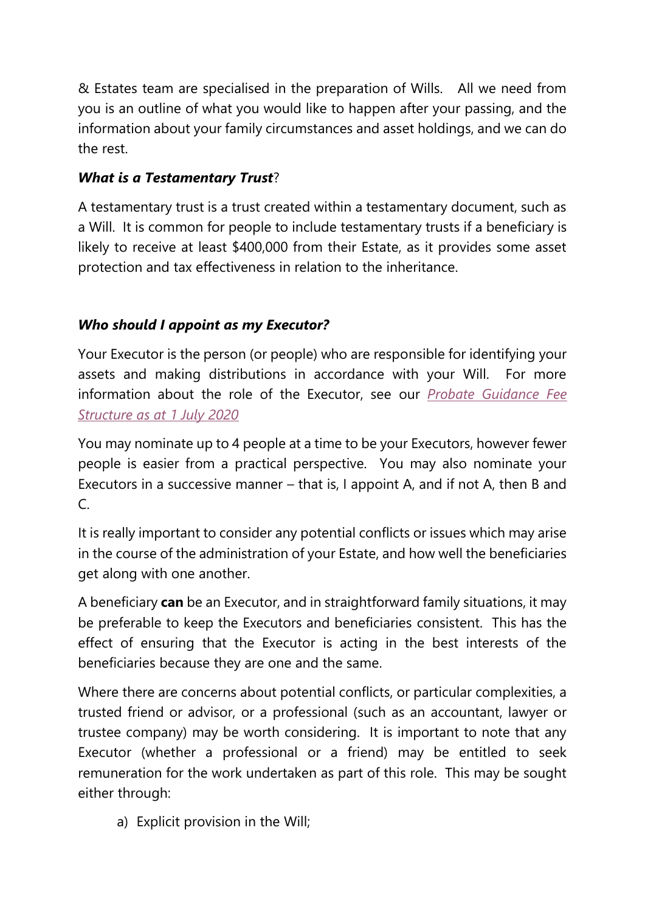& Estates team are specialised in the preparation of Wills. All we need from you is an outline of what you would like to happen after your passing, and the information about your family circumstances and asset holdings, and we can do the rest.

### ***What is a Testamentary Trust***?

A testamentary trust is a trust created within a testamentary document, such as a Will. It is common for people to include testamentary trusts if a beneficiary is likely to receive at least $400,000 from their Estate, as it provides some asset protection and tax effectiveness in relation to the inheritance.

### ***Who should I appoint as my Executor?***

Your Executor is the person (or people) who are responsible for identifying your assets and making distributions in accordance with your Will. For more information about the role of the Executor, see our *Probate Guidance Fee Structure as at 1 July 2020*

You may nominate up to 4 people at a time to be your Executors, however fewer people is easier from a practical perspective. You may also nominate your Executors in a successive manner – that is, I appoint A, and if not A, then B and C.

It is really important to consider any potential conflicts or issues which may arise in the course of the administration of your Estate, and how well the beneficiaries get along with one another.

A beneficiary **can** be an Executor, and in straightforward family situations, it may be preferable to keep the Executors and beneficiaries consistent. This has the effect of ensuring that the Executor is acting in the best interests of the beneficiaries because they are one and the same.

Where there are concerns about potential conflicts, or particular complexities, a trusted friend or advisor, or a professional (such as an accountant, lawyer or trustee company) may be worth considering. It is important to note that any Executor (whether a professional or a friend) may be entitled to seek remuneration for the work undertaken as part of this role. This may be sought either through:

a) Explicit provision in the Will;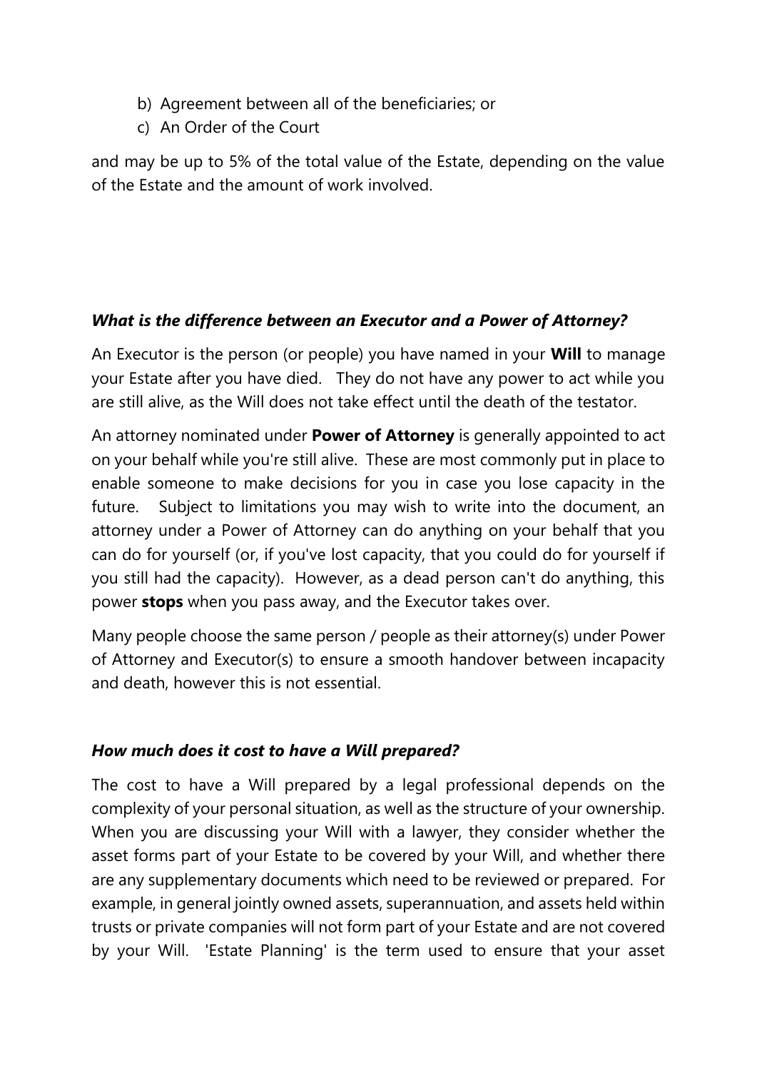b) Agreement between all of the beneficiaries; or
c) An Order of the Court

and may be up to 5% of the total value of the Estate, depending on the value of the Estate and the amount of work involved.

***What is the difference between an Executor and a Power of Attorney?***

An Executor is the person (or people) you have named in your **Will** to manage your Estate after you have died. They do not have any power to act while you are still alive, as the Will does not take effect until the death of the testator.

An attorney nominated under **Power of Attorney** is generally appointed to act on your behalf while you're still alive. These are most commonly put in place to enable someone to make decisions for you in case you lose capacity in the future. Subject to limitations you may wish to write into the document, an attorney under a Power of Attorney can do anything on your behalf that you can do for yourself (or, if you've lost capacity, that you could do for yourself if you still had the capacity). However, as a dead person can't do anything, this power **stops** when you pass away, and the Executor takes over.

Many people choose the same person / people as their attorney(s) under Power of Attorney and Executor(s) to ensure a smooth handover between incapacity and death, however this is not essential.

***How much does it cost to have a Will prepared?***

The cost to have a Will prepared by a legal professional depends on the complexity of your personal situation, as well as the structure of your ownership. When you are discussing your Will with a lawyer, they consider whether the asset forms part of your Estate to be covered by your Will, and whether there are any supplementary documents which need to be reviewed or prepared. For example, in general jointly owned assets, superannuation, and assets held within trusts or private companies will not form part of your Estate and are not covered by your Will. 'Estate Planning' is the term used to ensure that your asset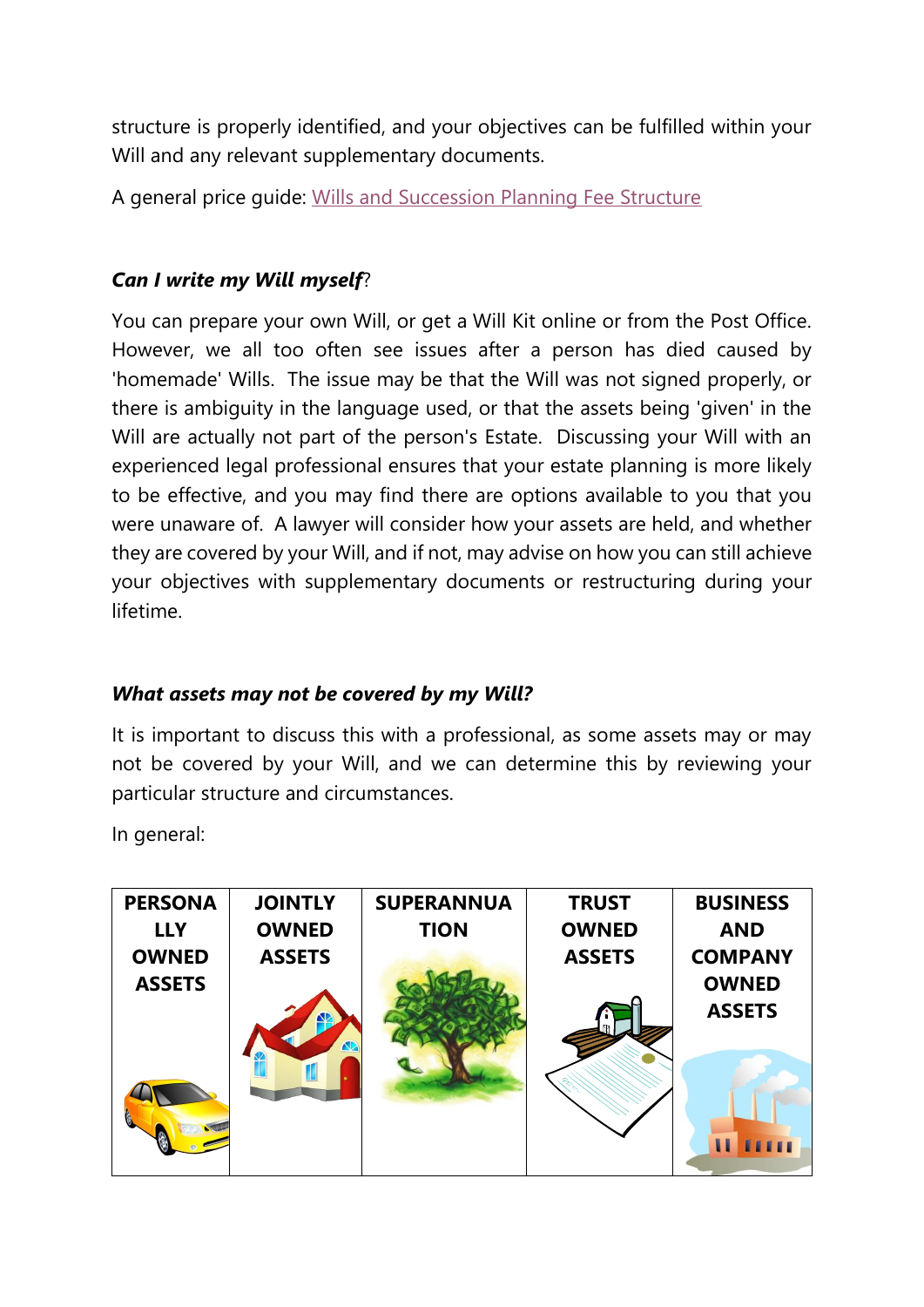structure is properly identified, and your objectives can be fulfilled within your Will and any relevant supplementary documents.

A general price guide: Wills and Succession Planning Fee Structure

### *Can I write my Will myself*?

You can prepare your own Will, or get a Will Kit online or from the Post Office. However, we all too often see issues after a person has died caused by 'homemade' Wills. The issue may be that the Will was not signed properly, or there is ambiguity in the language used, or that the assets being 'given' in the Will are actually not part of the person's Estate. Discussing your Will with an experienced legal professional ensures that your estate planning is more likely to be effective, and you may find there are options available to you that you were unaware of. A lawyer will consider how your assets are held, and whether they are covered by your Will, and if not, may advise on how you can still achieve your objectives with supplementary documents or restructuring during your lifetime.

### *What assets may not be covered by my Will?*

It is important to discuss this with a professional, as some assets may or may not be covered by your Will, and we can determine this by reviewing your particular structure and circumstances.

In general:

| PERSONALLY OWNED ASSETS | JOINTLY OWNED ASSETS | SUPERANNUATION | TRUST OWNED ASSETS | BUSINESS AND COMPANY OWNED ASSETS |
|---|---|---|---|---|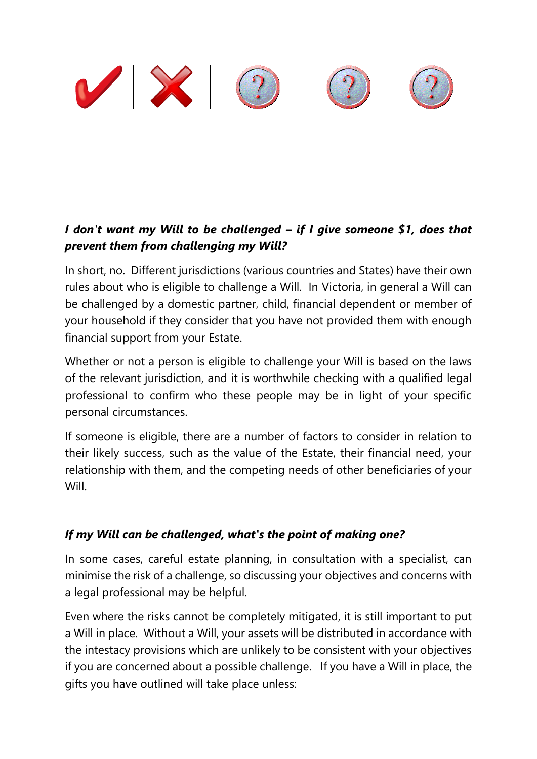***I don't want my Will to be challenged – if I give someone $1, does that prevent them from challenging my Will?***

In short, no. Different jurisdictions (various countries and States) have their own rules about who is eligible to challenge a Will. In Victoria, in general a Will can be challenged by a domestic partner, child, financial dependent or member of your household if they consider that you have not provided them with enough financial support from your Estate.

Whether or not a person is eligible to challenge your Will is based on the laws of the relevant jurisdiction, and it is worthwhile checking with a qualified legal professional to confirm who these people may be in light of your specific personal circumstances.

If someone is eligible, there are a number of factors to consider in relation to their likely success, such as the value of the Estate, their financial need, your relationship with them, and the competing needs of other beneficiaries of your Will.

***If my Will can be challenged, what's the point of making one?***

In some cases, careful estate planning, in consultation with a specialist, can minimise the risk of a challenge, so discussing your objectives and concerns with a legal professional may be helpful.

Even where the risks cannot be completely mitigated, it is still important to put a Will in place. Without a Will, your assets will be distributed in accordance with the intestacy provisions which are unlikely to be consistent with your objectives if you are concerned about a possible challenge. If you have a Will in place, the gifts you have outlined will take place unless: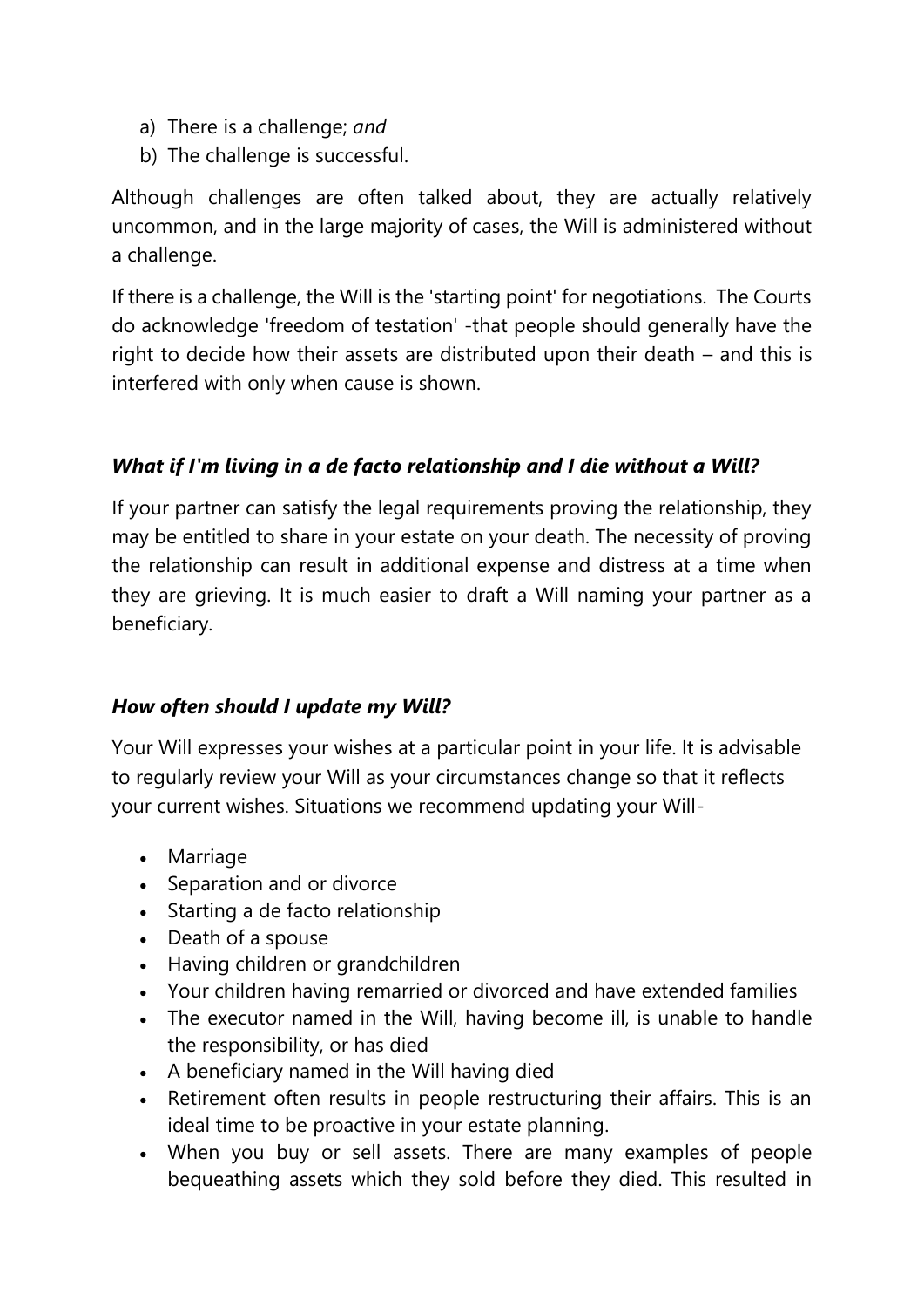a) There is a challenge; *and*
b) The challenge is successful.

Although challenges are often talked about, they are actually relatively uncommon, and in the large majority of cases, the Will is administered without a challenge.

If there is a challenge, the Will is the 'starting point' for negotiations. The Courts do acknowledge 'freedom of testation' -that people should generally have the right to decide how their assets are distributed upon their death – and this is interfered with only when cause is shown.

### *What if I'm living in a de facto relationship and I die without a Will?*

If your partner can satisfy the legal requirements proving the relationship, they may be entitled to share in your estate on your death. The necessity of proving the relationship can result in additional expense and distress at a time when they are grieving. It is much easier to draft a Will naming your partner as a beneficiary.

### *How often should I update my Will?*

Your Will expresses your wishes at a particular point in your life. It is advisable to regularly review your Will as your circumstances change so that it reflects your current wishes. Situations we recommend updating your Will-

- Marriage
- Separation and or divorce
- Starting a de facto relationship
- Death of a spouse
- Having children or grandchildren
- Your children having remarried or divorced and have extended families
- The executor named in the Will, having become ill, is unable to handle the responsibility, or has died
- A beneficiary named in the Will having died
- Retirement often results in people restructuring their affairs. This is an ideal time to be proactive in your estate planning.
- When you buy or sell assets. There are many examples of people bequeathing assets which they sold before they died. This resulted in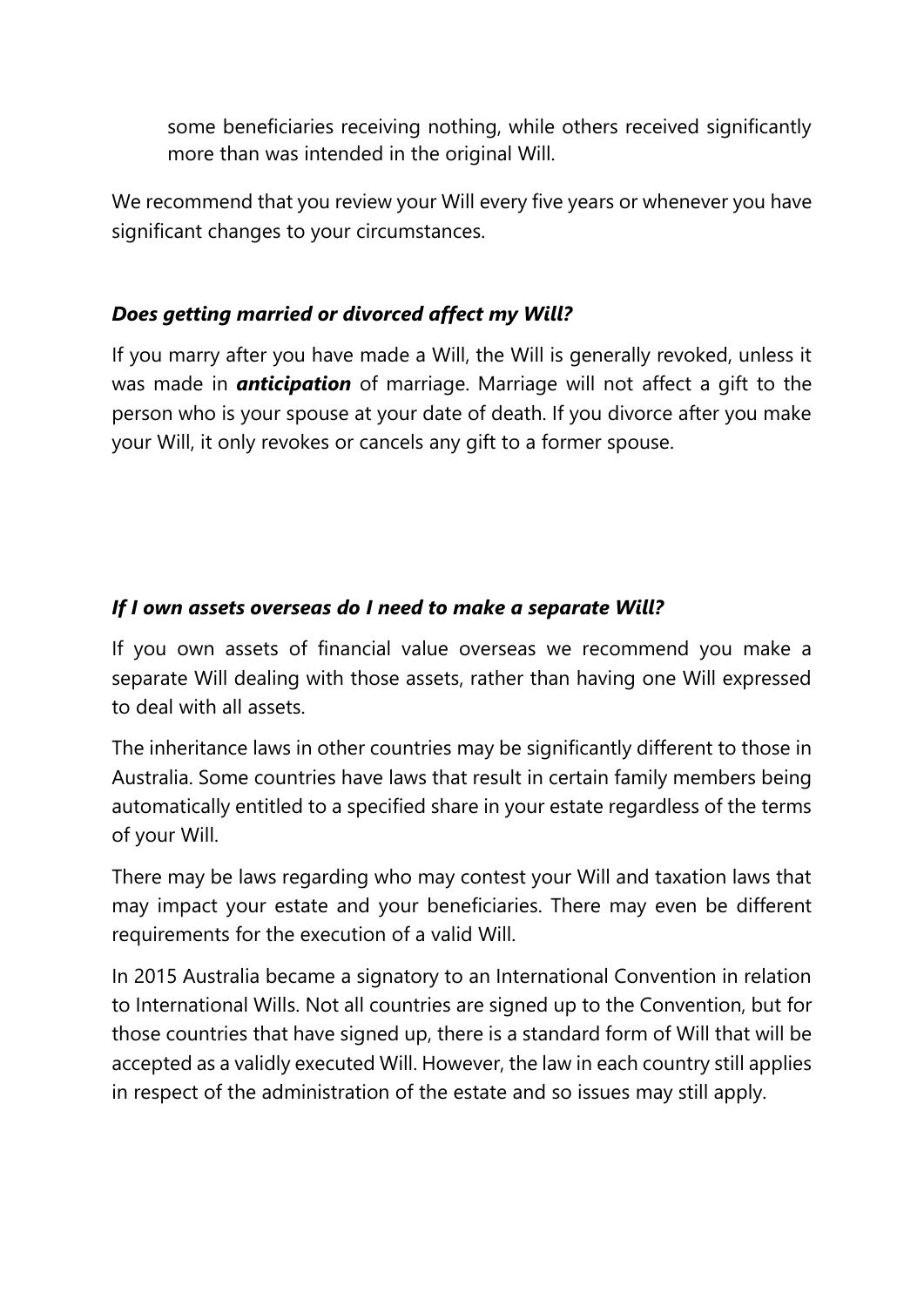some beneficiaries receiving nothing, while others received significantly more than was intended in the original Will.

We recommend that you review your Will every five years or whenever you have significant changes to your circumstances.

### *Does getting married or divorced affect my Will?*

If you marry after you have made a Will, the Will is generally revoked, unless it was made in ***anticipation*** of marriage. Marriage will not affect a gift to the person who is your spouse at your date of death. If you divorce after you make your Will, it only revokes or cancels any gift to a former spouse.

### *If I own assets overseas do I need to make a separate Will?*

If you own assets of financial value overseas we recommend you make a separate Will dealing with those assets, rather than having one Will expressed to deal with all assets.

The inheritance laws in other countries may be significantly different to those in Australia. Some countries have laws that result in certain family members being automatically entitled to a specified share in your estate regardless of the terms of your Will.

There may be laws regarding who may contest your Will and taxation laws that may impact your estate and your beneficiaries. There may even be different requirements for the execution of a valid Will.

In 2015 Australia became a signatory to an International Convention in relation to International Wills. Not all countries are signed up to the Convention, but for those countries that have signed up, there is a standard form of Will that will be accepted as a validly executed Will. However, the law in each country still applies in respect of the administration of the estate and so issues may still apply.